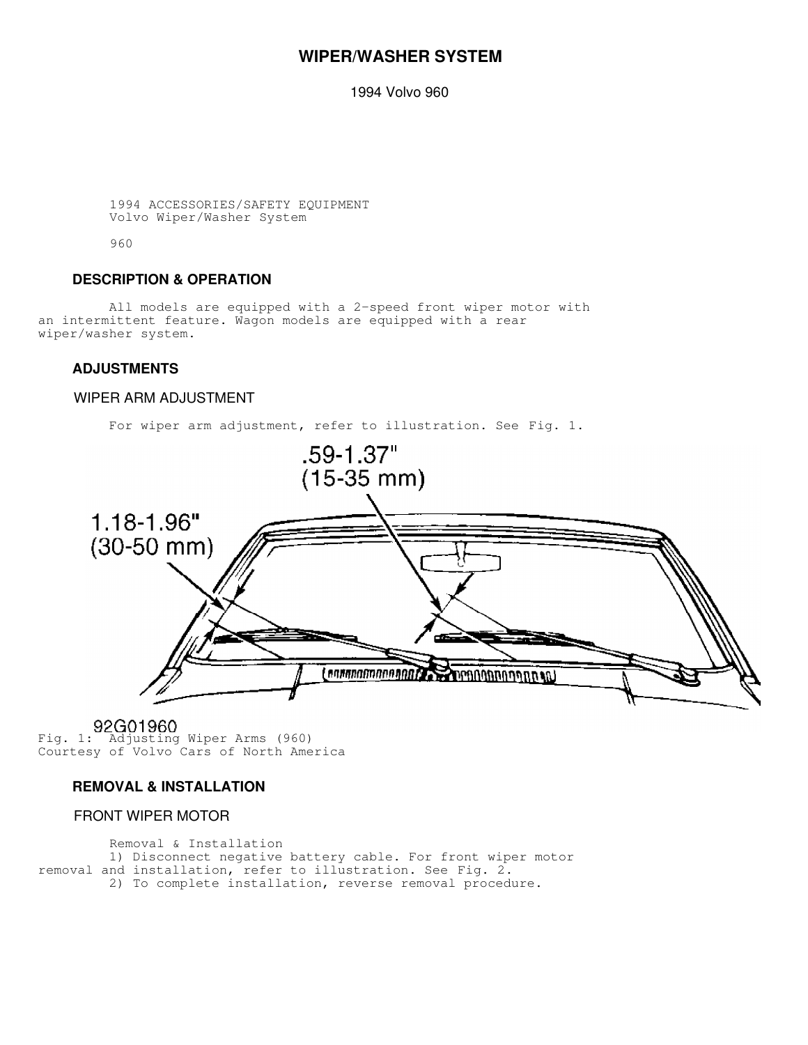# WIPER/WASHER SYSTEM

1994 Volvo 960

1994 ACCESSORIES/SAFETY EQUIPMENT
Volvo Wiper/Washer System

960

## DESCRIPTION & OPERATION

All models are equipped with a 2-speed front wiper motor with an intermittent feature. Wagon models are equipped with a rear wiper/washer system.

## ADJUSTMENTS

### WIPER ARM ADJUSTMENT

For wiper arm adjustment, refer to illustration. See Fig. 1.

Fig. 1: Adjusting Wiper Arms (960)
Courtesy of Volvo Cars of North America

## REMOVAL & INSTALLATION

### FRONT WIPER MOTOR

Removal & Installation

1) Disconnect negative battery cable. For front wiper motor removal and installation, refer to illustration. See Fig. 2.

2) To complete installation, reverse removal procedure.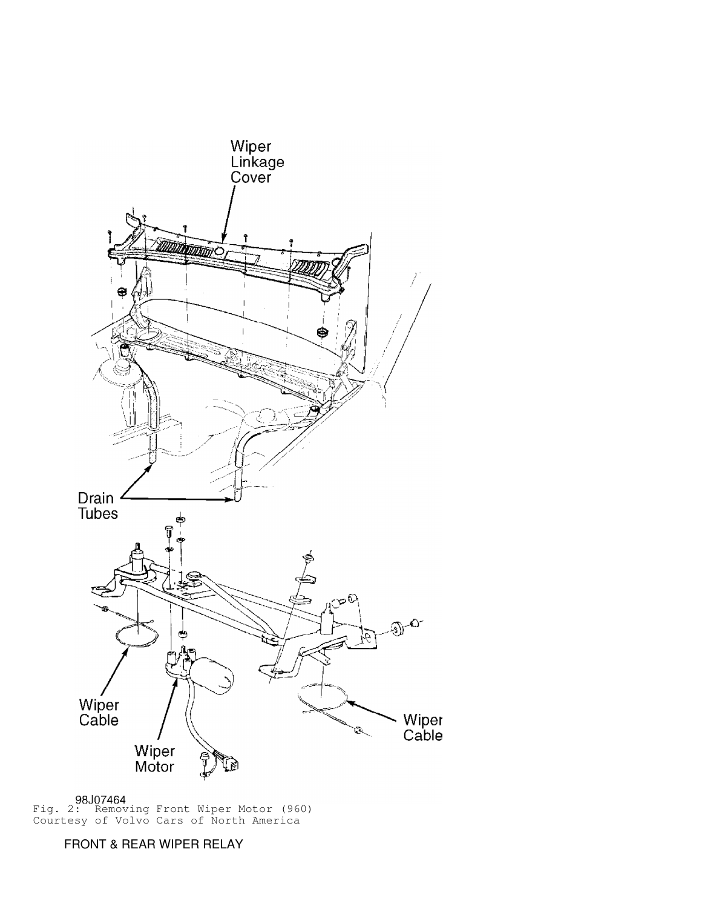98J07464
Fig. 2: Removing Front Wiper Motor (960)
Courtesy of Volvo Cars of North America

FRONT & REAR WIPER RELAY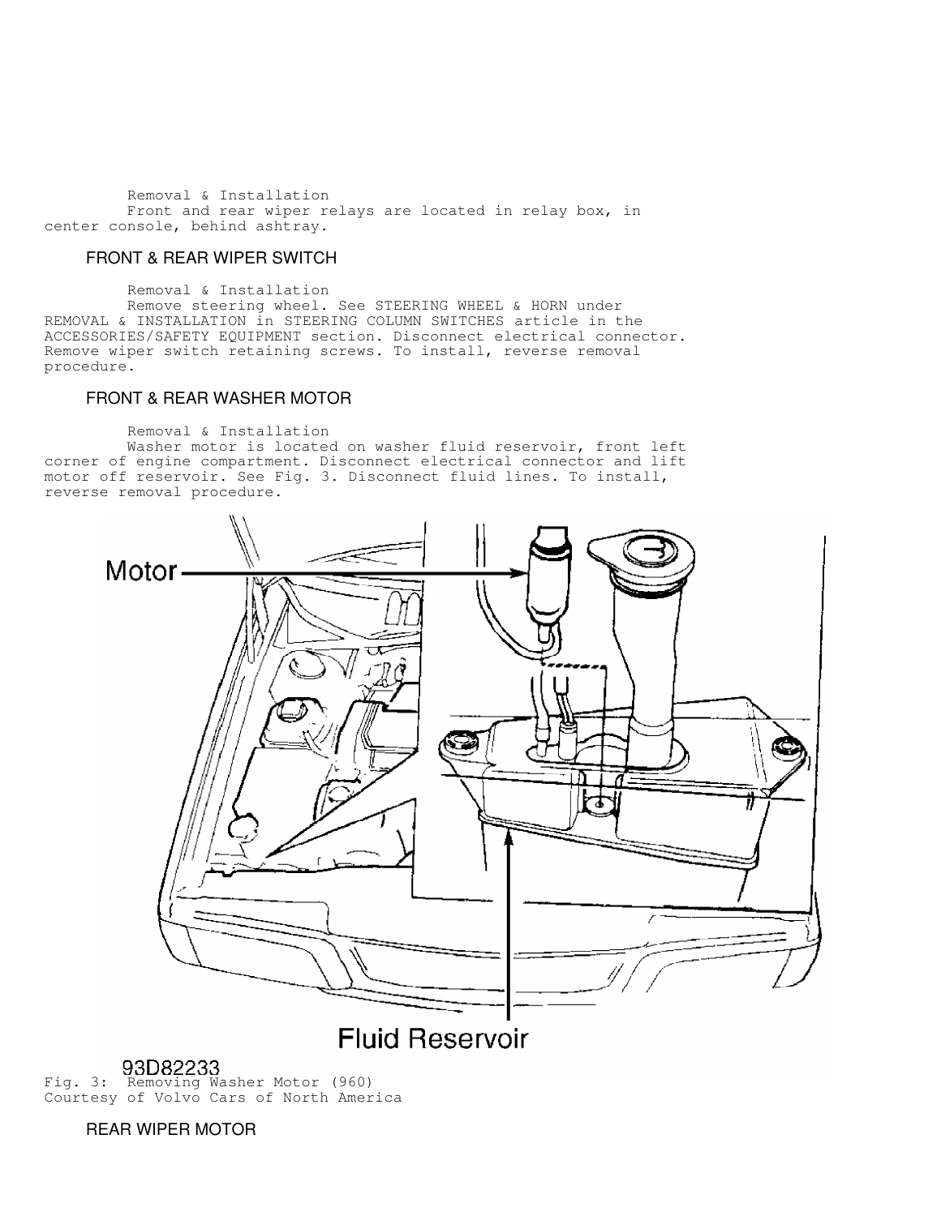Removal & Installation

Front and rear wiper relays are located in relay box, in center console, behind ashtray.

## FRONT & REAR WIPER SWITCH

Removal & Installation

Remove steering wheel. See STEERING WHEEL & HORN under REMOVAL & INSTALLATION in STEERING COLUMN SWITCHES article in the ACCESSORIES/SAFETY EQUIPMENT section. Disconnect electrical connector. Remove wiper switch retaining screws. To install, reverse removal procedure.

## FRONT & REAR WASHER MOTOR

Removal & Installation

Washer motor is located on washer fluid reservoir, front left corner of engine compartment. Disconnect electrical connector and lift motor off reservoir. See Fig. 3. Disconnect fluid lines. To install, reverse removal procedure.

Fig. 3: Removing Washer Motor (960)
Courtesy of Volvo Cars of North America

## REAR WIPER MOTOR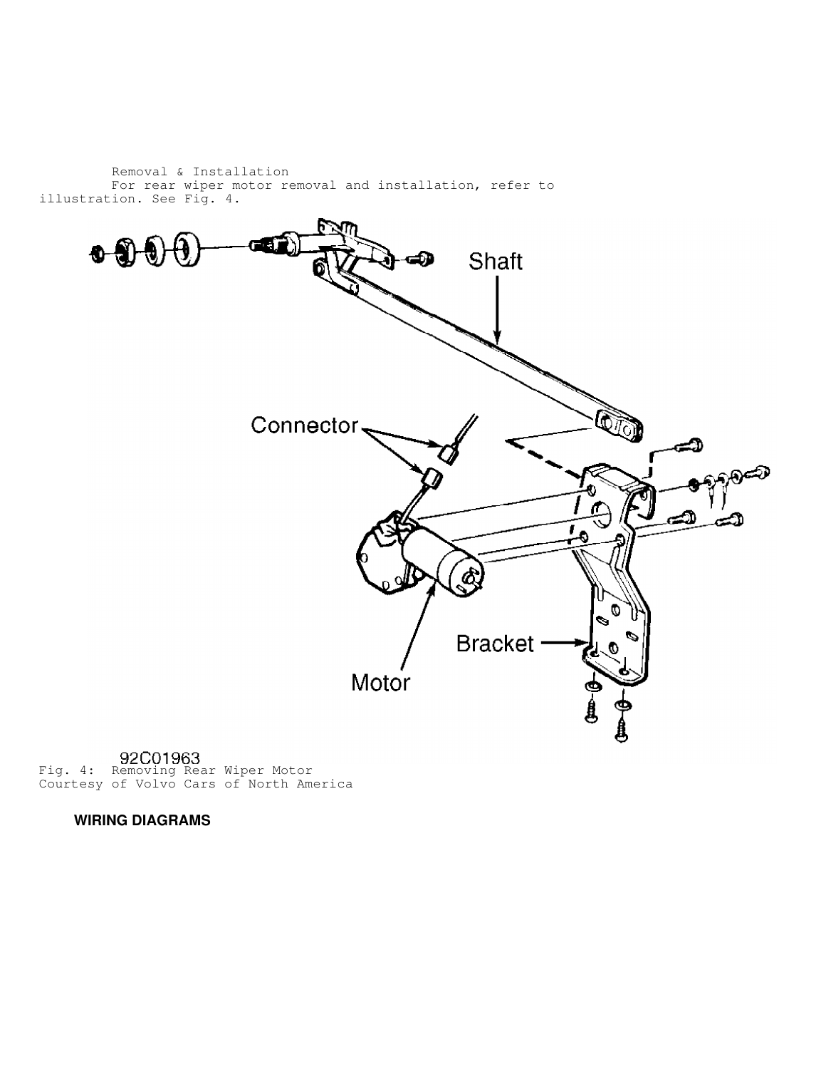Removal & Installation

For rear wiper motor removal and installation, refer to illustration. See Fig. 4.

Shaft

Connector

Bracket

Motor

92C01963

Fig. 4: Removing Rear Wiper Motor
Courtesy of Volvo Cars of North America

**WIRING DIAGRAMS**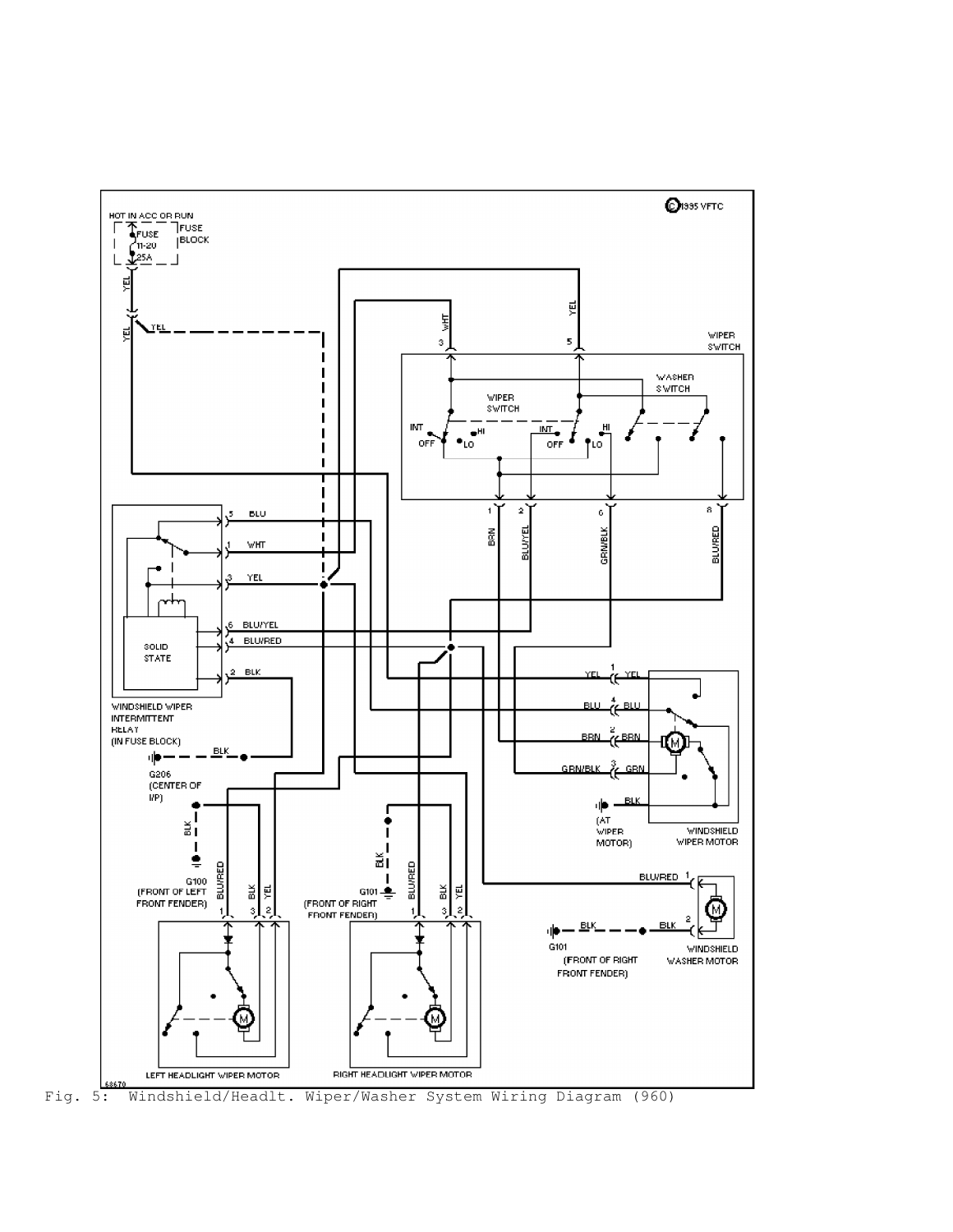Fig. 5: Windshield/Headlt. Wiper/Washer System Wiring Diagram (960)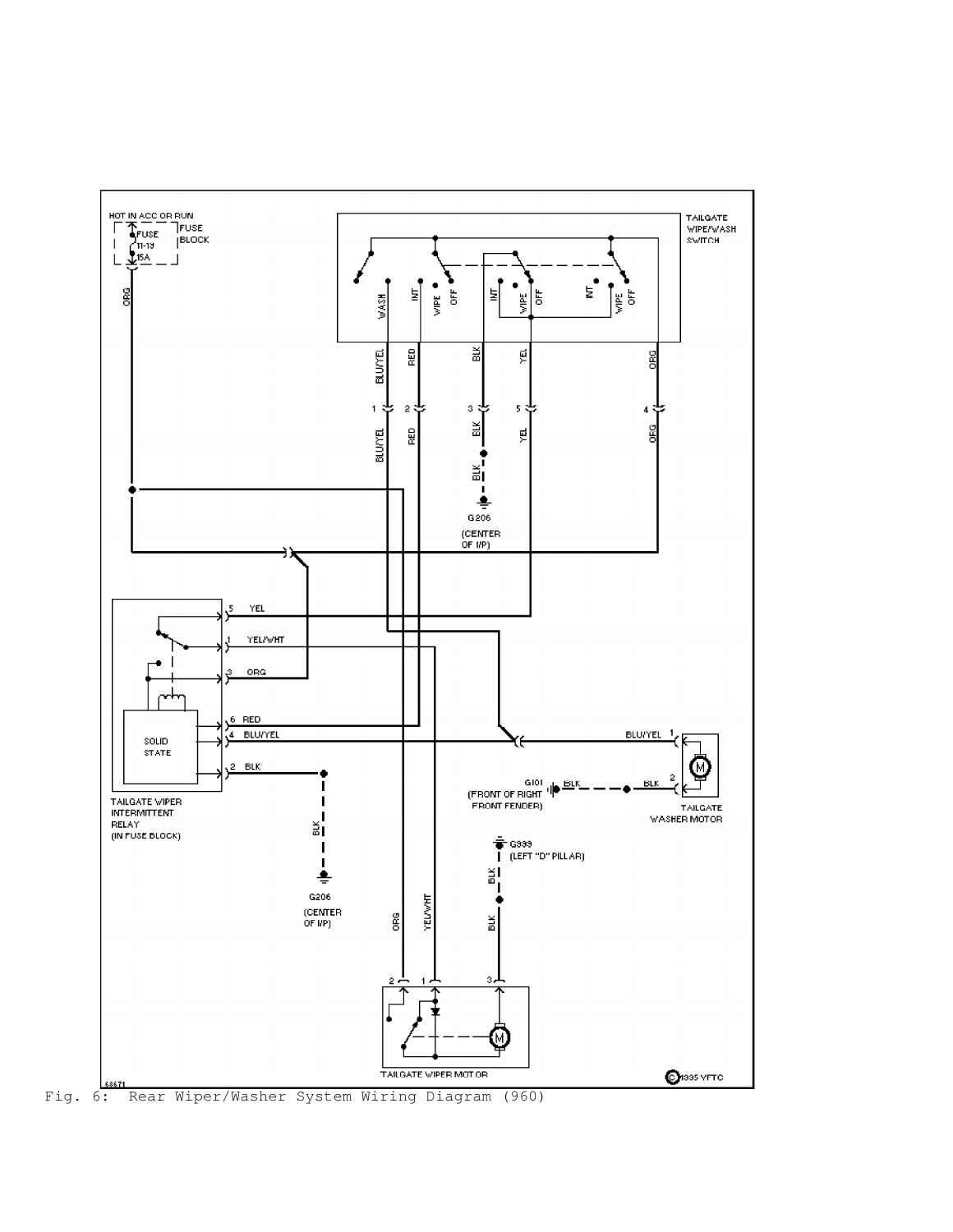HOT IN ACC OR RUN

FUSE 11-13 15A

FUSE BLOCK

ORG

TAILGATE WIPE/WASH SWITCH

WASH

INT

WIPE

OFF

INT

WIPE

OFF

INT

WIPE

OFF

BLU/YEL

RED

BLK

YEL

ORG

1

2

3

5

4

BLU/YEL

RED

BLK

YEL

ORG

BLK

G206

(CENTER OF I/P)

5 YEL

1 YEL/WHT

3 ORG

6 RED

4 BLU/YEL

2 BLK

SOLID STATE

TAILGATE WIPER INTERMITTENT RELAY (IN FUSE BLOCK)

BLU/YEL 1

G101 (FRONT OF RIGHT FRONT FENDER)

BLK

BLK 2

TAILGATE WASHER MOTOR

G999 (LEFT "D" PILLAR)

BLK

BLK

G206

(CENTER OF I/P)

ORG

YEL/WHT

BLK

2

1

3

TAILGATE WIPER MOTOR

68671

© 1995 VFTC

Fig. 6: Rear Wiper/Washer System Wiring Diagram (960)